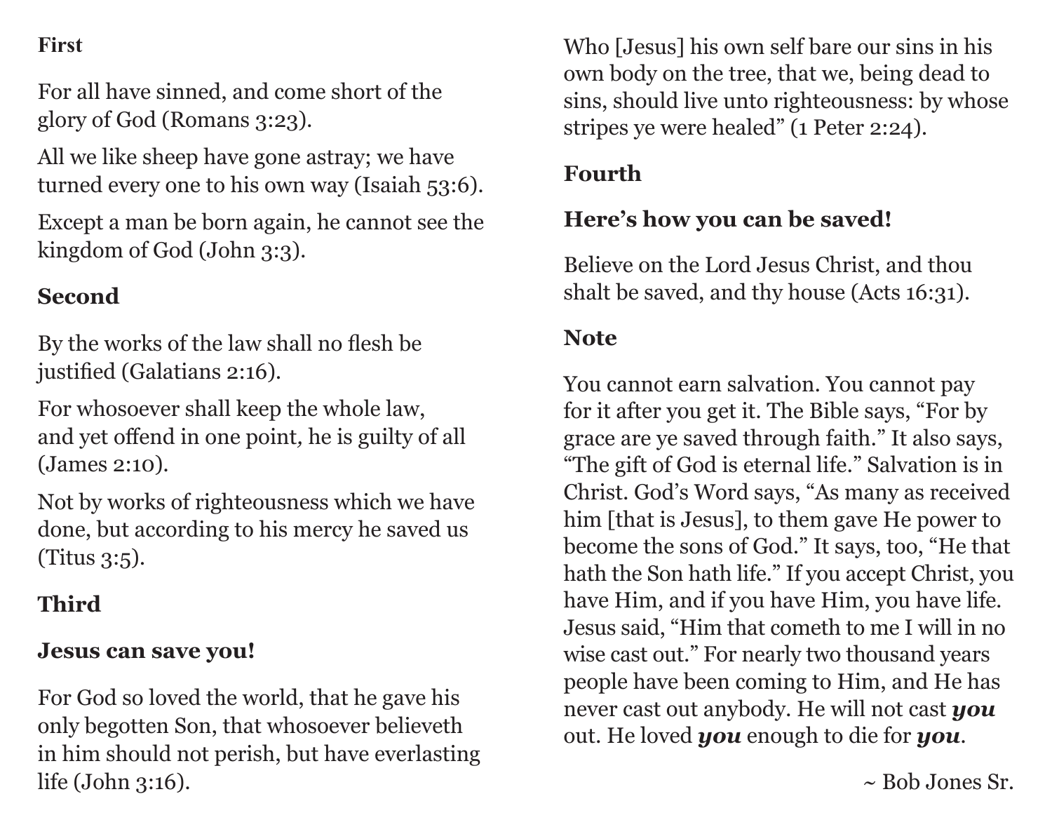## First

For all have sinned, and come short of the glory of God (Romans 3:23).

All we like sheep have gone astray; we have turned every one to his own way (Isaiah 53:6).

Except a man be born again, he cannot see the kingdom of God (John 3:3).

## Second

By the works of the law shall no flesh be justified (Galatians 2:16).

For whosoever shall keep the whole law, and yet offend in one point, he is guilty of all (James 2:10).

Not by works of righteousness which we have done, but according to his mercy he saved us (Titus 3:5).

## Third

**Jesus can save you!**

For God so loved the world, that he gave his only begotten Son, that whosoever believeth in him should not perish, but have everlasting life (John 3:16).

Who [Jesus] his own self bare our sins in his own body on the tree, that we, being dead to sins, should live unto righteousness: by whose stripes ye were healed" (1 Peter 2:24).

## Fourth

**Here's how you can be saved!**

Believe on the Lord Jesus Christ, and thou shalt be saved, and thy house (Acts 16:31).

## Note

You cannot earn salvation. You cannot pay for it after you get it. The Bible says, "For by grace are ye saved through faith." It also says, "The gift of God is eternal life." Salvation is in Christ. God's Word says, "As many as received him [that is Jesus], to them gave He power to become the sons of God." It says, too, "He that hath the Son hath life." If you accept Christ, you have Him, and if you have Him, you have life. Jesus said, "Him that cometh to me I will in no wise cast out." For nearly two thousand years people have been coming to Him, and He has never cast out anybody. He will not cast ***you*** out. He loved ***you*** enough to die for ***you***.

~ Bob Jones Sr.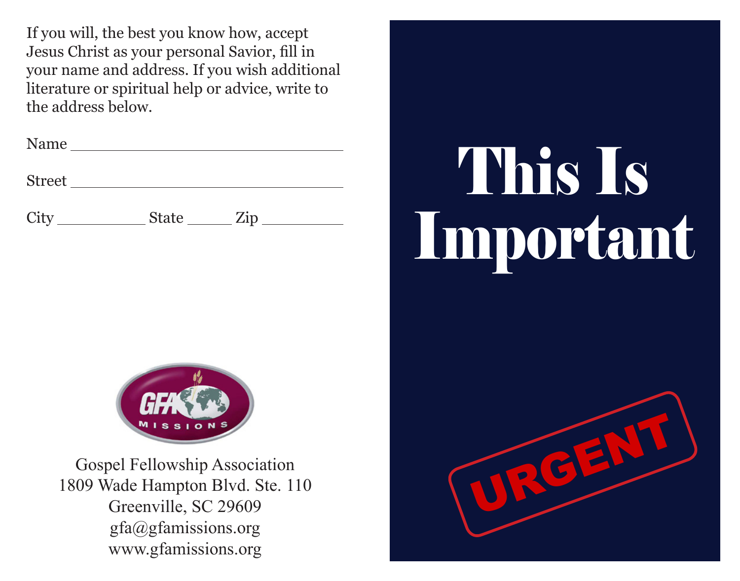If you will, the best you know how, accept Jesus Christ as your personal Savior, fill in your name and address. If you wish additional literature or spiritual help or advice, write to the address below.

Name ________________________________

Street ________________________________

City __________ State _____ Zip _________

GFA MISSIONS

Gospel Fellowship Association
1809 Wade Hampton Blvd. Ste. 110
Greenville, SC 29609
gfa@gfamissions.org
www.gfamissions.org

# This Is Important

URGENT